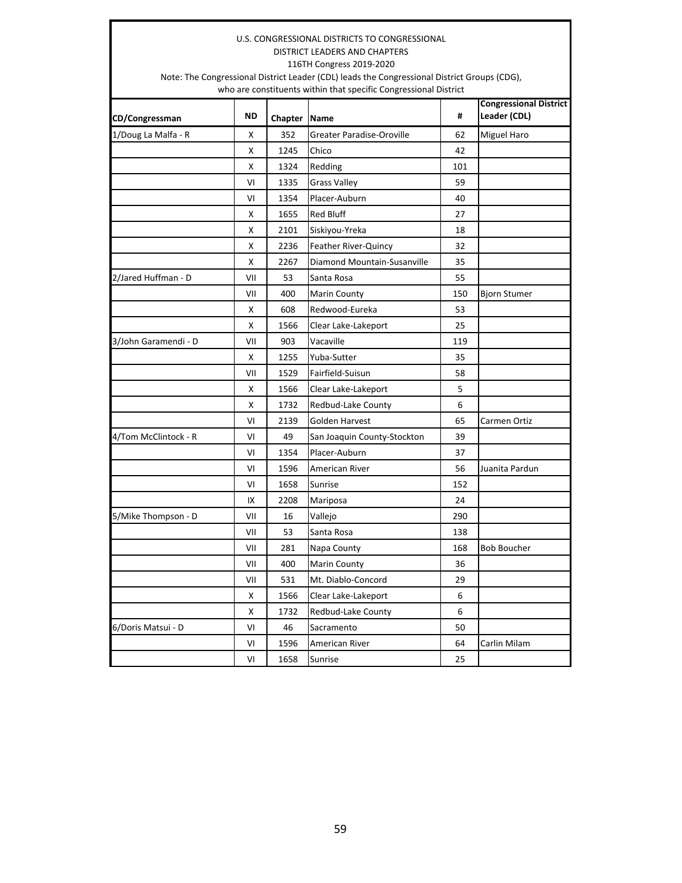U.S. CONGRESSIONAL DISTRICTS TO CONGRESSIONAL
DISTRICT LEADERS AND CHAPTERS
116TH Congress 2019-2020

Note: The Congressional District Leader (CDL) leads the Congressional District Groups (CDG), who are constituents within that specific Congressional District

| CD/Congressman | ND | Chapter | Name | # | Congressional District Leader (CDL) |
|---|---|---|---|---|---|
| 1/Doug La Malfa - R | X | 352 | Greater Paradise-Oroville | 62 | Miguel Haro |
| | X | 1245 | Chico | 42 | |
| | X | 1324 | Redding | 101 | |
| | VI | 1335 | Grass Valley | 59 | |
| | VI | 1354 | Placer-Auburn | 40 | |
| | X | 1655 | Red Bluff | 27 | |
| | X | 2101 | Siskiyou-Yreka | 18 | |
| | X | 2236 | Feather River-Quincy | 32 | |
| | X | 2267 | Diamond Mountain-Susanville | 35 | |
| 2/Jared Huffman - D | VII | 53 | Santa Rosa | 55 | |
| | VII | 400 | Marin County | 150 | Bjorn Stumer |
| | X | 608 | Redwood-Eureka | 53 | |
| | X | 1566 | Clear Lake-Lakeport | 25 | |
| 3/John Garamendi - D | VII | 903 | Vacaville | 119 | |
| | X | 1255 | Yuba-Sutter | 35 | |
| | VII | 1529 | Fairfield-Suisun | 58 | |
| | X | 1566 | Clear Lake-Lakeport | 5 | |
| | X | 1732 | Redbud-Lake County | 6 | |
| | VI | 2139 | Golden Harvest | 65 | Carmen Ortiz |
| 4/Tom McClintock - R | VI | 49 | San Joaquin County-Stockton | 39 | |
| | VI | 1354 | Placer-Auburn | 37 | |
| | VI | 1596 | American River | 56 | Juanita Pardun |
| | VI | 1658 | Sunrise | 152 | |
| | IX | 2208 | Mariposa | 24 | |
| 5/Mike Thompson - D | VII | 16 | Vallejo | 290 | |
| | VII | 53 | Santa Rosa | 138 | |
| | VII | 281 | Napa County | 168 | Bob Boucher |
| | VII | 400 | Marin County | 36 | |
| | VII | 531 | Mt. Diablo-Concord | 29 | |
| | X | 1566 | Clear Lake-Lakeport | 6 | |
| | X | 1732 | Redbud-Lake County | 6 | |
| 6/Doris Matsui - D | VI | 46 | Sacramento | 50 | |
| | VI | 1596 | American River | 64 | Carlin Milam |
| | VI | 1658 | Sunrise | 25 | |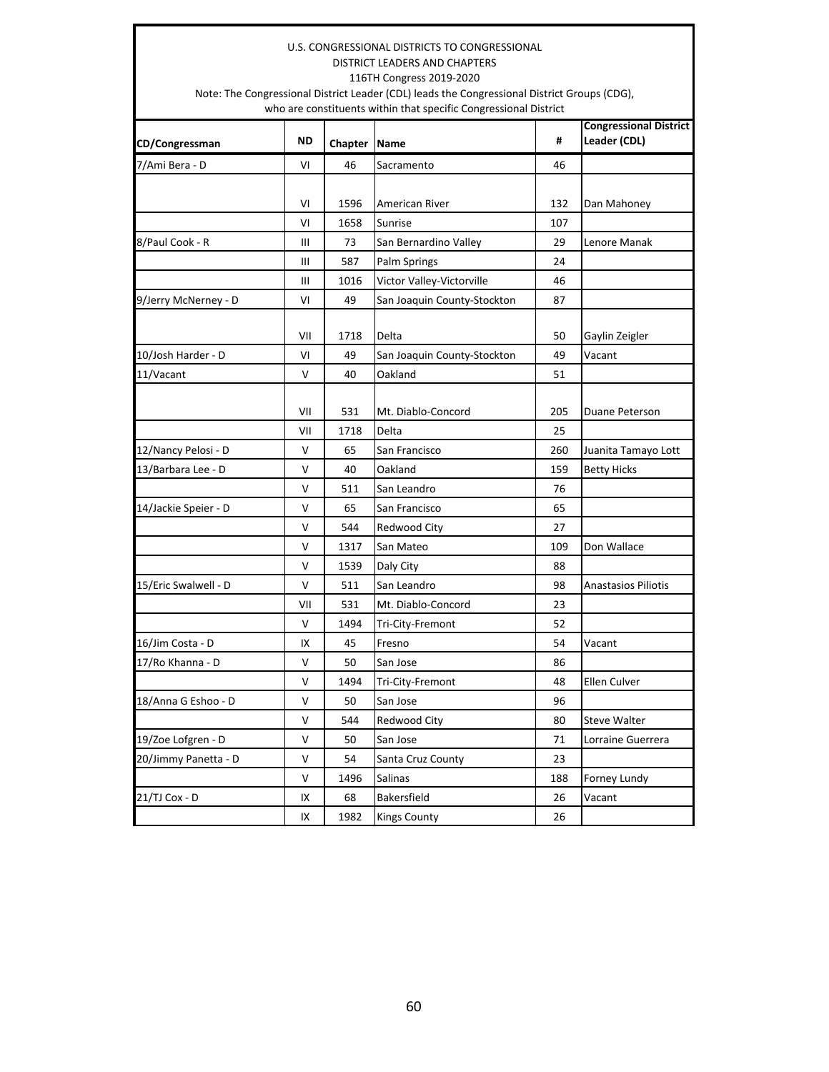U.S. CONGRESSIONAL DISTRICTS TO CONGRESSIONAL
DISTRICT LEADERS AND CHAPTERS
116TH Congress 2019-2020
Note: The Congressional District Leader (CDL) leads the Congressional District Groups (CDG),
who are constituents within that specific Congressional District

| CD/Congressman | ND | Chapter | Name | # | Congressional District Leader (CDL) |
|---|---|---|---|---|---|
| 7/Ami Bera - D | VI | 46 | Sacramento | 46 | |
| | VI | 1596 | American River | 132 | Dan Mahoney |
| | VI | 1658 | Sunrise | 107 | |
| 8/Paul Cook - R | III | 73 | San Bernardino Valley | 29 | Lenore Manak |
| | III | 587 | Palm Springs | 24 | |
| | III | 1016 | Victor Valley-Victorville | 46 | |
| 9/Jerry McNerney - D | VI | 49 | San Joaquin County-Stockton | 87 | |
| | VII | 1718 | Delta | 50 | Gaylin Zeigler |
| 10/Josh Harder - D | VI | 49 | San Joaquin County-Stockton | 49 | Vacant |
| 11/Vacant | V | 40 | Oakland | 51 | |
| | VII | 531 | Mt. Diablo-Concord | 205 | Duane Peterson |
| | VII | 1718 | Delta | 25 | |
| 12/Nancy Pelosi - D | V | 65 | San Francisco | 260 | Juanita Tamayo Lott |
| 13/Barbara Lee - D | V | 40 | Oakland | 159 | Betty Hicks |
| | V | 511 | San Leandro | 76 | |
| 14/Jackie Speier - D | V | 65 | San Francisco | 65 | |
| | V | 544 | Redwood City | 27 | |
| | V | 1317 | San Mateo | 109 | Don Wallace |
| | V | 1539 | Daly City | 88 | |
| 15/Eric Swalwell - D | V | 511 | San Leandro | 98 | Anastasios Piliotis |
| | VII | 531 | Mt. Diablo-Concord | 23 | |
| | V | 1494 | Tri-City-Fremont | 52 | |
| 16/Jim Costa - D | IX | 45 | Fresno | 54 | Vacant |
| 17/Ro Khanna - D | V | 50 | San Jose | 86 | |
| | V | 1494 | Tri-City-Fremont | 48 | Ellen Culver |
| 18/Anna G Eshoo - D | V | 50 | San Jose | 96 | |
| | V | 544 | Redwood City | 80 | Steve Walter |
| 19/Zoe Lofgren - D | V | 50 | San Jose | 71 | Lorraine Guerrera |
| 20/Jimmy Panetta - D | V | 54 | Santa Cruz County | 23 | |
| | V | 1496 | Salinas | 188 | Forney Lundy |
| 21/TJ Cox - D | IX | 68 | Bakersfield | 26 | Vacant |
| | IX | 1982 | Kings County | 26 | |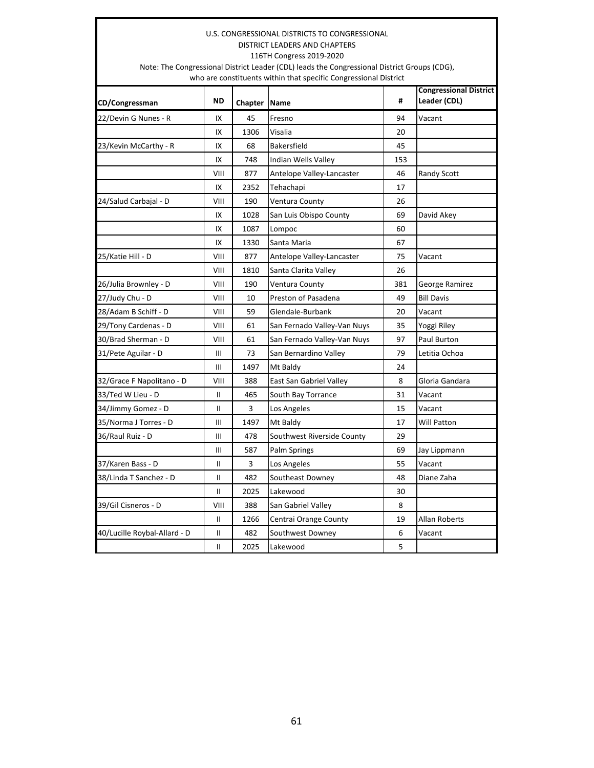U.S. CONGRESSIONAL DISTRICTS TO CONGRESSIONAL
DISTRICT LEADERS AND CHAPTERS
116TH Congress 2019-2020
Note: The Congressional District Leader (CDL) leads the Congressional District Groups (CDG), who are constituents within that specific Congressional District

| CD/Congressman | ND | Chapter | Name | # | Congressional District Leader (CDL) |
|---|---|---|---|---|---|
| 22/Devin G Nunes - R | IX | 45 | Fresno | 94 | Vacant |
| | IX | 1306 | Visalia | 20 | |
| 23/Kevin McCarthy - R | IX | 68 | Bakersfield | 45 | |
| | IX | 748 | Indian Wells Valley | 153 | |
| | VIII | 877 | Antelope Valley-Lancaster | 46 | Randy Scott |
| | IX | 2352 | Tehachapi | 17 | |
| 24/Salud Carbajal - D | VIII | 190 | Ventura County | 26 | |
| | IX | 1028 | San Luis Obispo County | 69 | David Akey |
| | IX | 1087 | Lompoc | 60 | |
| | IX | 1330 | Santa Maria | 67 | |
| 25/Katie Hill - D | VIII | 877 | Antelope Valley-Lancaster | 75 | Vacant |
| | VIII | 1810 | Santa Clarita Valley | 26 | |
| 26/Julia Brownley - D | VIII | 190 | Ventura County | 381 | George Ramirez |
| 27/Judy Chu - D | VIII | 10 | Preston of Pasadena | 49 | Bill Davis |
| 28/Adam B Schiff - D | VIII | 59 | Glendale-Burbank | 20 | Vacant |
| 29/Tony Cardenas - D | VIII | 61 | San Fernado Valley-Van Nuys | 35 | Yoggi Riley |
| 30/Brad Sherman - D | VIII | 61 | San Fernado Valley-Van Nuys | 97 | Paul Burton |
| 31/Pete Aguilar - D | III | 73 | San Bernardino Valley | 79 | Letitia Ochoa |
| | III | 1497 | Mt Baldy | 24 | |
| 32/Grace F Napolitano - D | VIII | 388 | East San Gabriel Valley | 8 | Gloria Gandara |
| 33/Ted W Lieu - D | II | 465 | South Bay Torrance | 31 | Vacant |
| 34/Jimmy Gomez - D | II | 3 | Los Angeles | 15 | Vacant |
| 35/Norma J Torres - D | III | 1497 | Mt Baldy | 17 | Will Patton |
| 36/Raul Ruiz - D | III | 478 | Southwest Riverside County | 29 | |
| | III | 587 | Palm Springs | 69 | Jay Lippmann |
| 37/Karen Bass - D | II | 3 | Los Angeles | 55 | Vacant |
| 38/Linda T Sanchez - D | II | 482 | Southeast Downey | 48 | Diane Zaha |
| | II | 2025 | Lakewood | 30 | |
| 39/Gil Cisneros - D | VIII | 388 | San Gabriel Valley | 8 | |
| | II | 1266 | Centrai Orange County | 19 | Allan Roberts |
| 40/Lucille Roybal-Allard - D | II | 482 | Southwest Downey | 6 | Vacant |
| | II | 2025 | Lakewood | 5 | |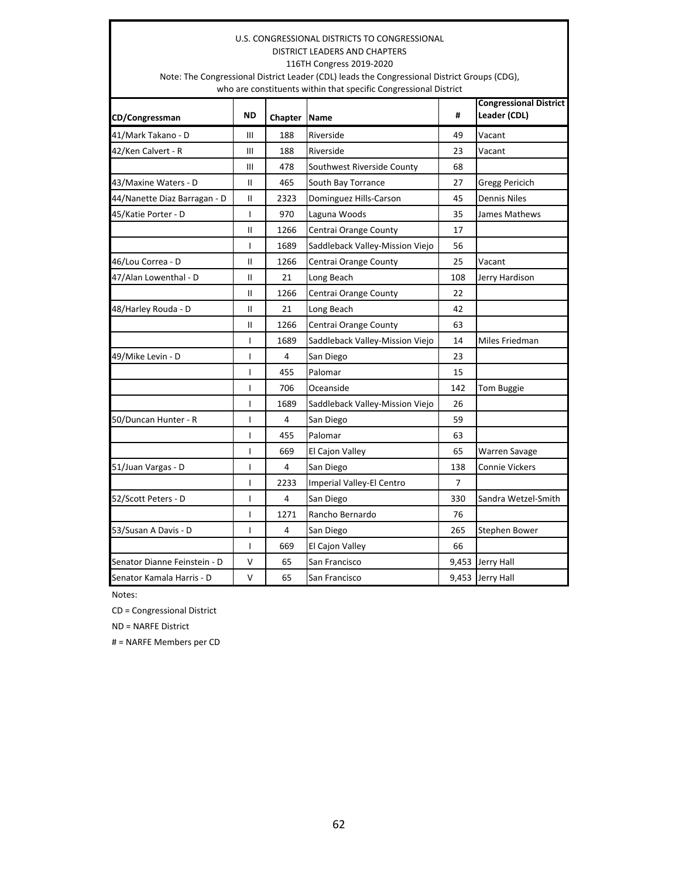U.S. CONGRESSIONAL DISTRICTS TO CONGRESSIONAL
DISTRICT LEADERS AND CHAPTERS
116TH Congress 2019-2020
Note: The Congressional District Leader (CDL) leads the Congressional District Groups (CDG), who are constituents within that specific Congressional District

| CD/Congressman | ND | Chapter | Name | # | Congressional District Leader (CDL) |
|---|---|---|---|---|---|
| 41/Mark Takano - D | III | 188 | Riverside | 49 | Vacant |
| 42/Ken Calvert - R | III | 188 | Riverside | 23 | Vacant |
| | III | 478 | Southwest Riverside County | 68 | |
| 43/Maxine Waters - D | II | 465 | South Bay Torrance | 27 | Gregg Pericich |
| 44/Nanette Diaz Barragan - D | II | 2323 | Dominguez Hills-Carson | 45 | Dennis Niles |
| 45/Katie Porter - D | I | 970 | Laguna Woods | 35 | James Mathews |
| | II | 1266 | Centrai Orange County | 17 | |
| | I | 1689 | Saddleback Valley-Mission Viejo | 56 | |
| 46/Lou Correa - D | II | 1266 | Centrai Orange County | 25 | Vacant |
| 47/Alan Lowenthal - D | II | 21 | Long Beach | 108 | Jerry Hardison |
| | II | 1266 | Centrai Orange County | 22 | |
| 48/Harley Rouda - D | II | 21 | Long Beach | 42 | |
| | II | 1266 | Centrai Orange County | 63 | |
| | I | 1689 | Saddleback Valley-Mission Viejo | 14 | Miles Friedman |
| 49/Mike Levin - D | I | 4 | San Diego | 23 | |
| | I | 455 | Palomar | 15 | |
| | I | 706 | Oceanside | 142 | Tom Buggie |
| | I | 1689 | Saddleback Valley-Mission Viejo | 26 | |
| 50/Duncan Hunter - R | I | 4 | San Diego | 59 | |
| | I | 455 | Palomar | 63 | |
| | I | 669 | El Cajon Valley | 65 | Warren Savage |
| 51/Juan Vargas - D | I | 4 | San Diego | 138 | Connie Vickers |
| | I | 2233 | Imperial Valley-El Centro | 7 | |
| 52/Scott Peters - D | I | 4 | San Diego | 330 | Sandra Wetzel-Smith |
| | I | 1271 | Rancho Bernardo | 76 | |
| 53/Susan A Davis - D | I | 4 | San Diego | 265 | Stephen Bower |
| | I | 669 | El Cajon Valley | 66 | |
| Senator Dianne Feinstein - D | V | 65 | San Francisco | 9,453 | Jerry Hall |
| Senator Kamala Harris - D | V | 65 | San Francisco | 9,453 | Jerry Hall |

Notes:

CD = Congressional District

ND = NARFE District

# = NARFE Members per CD